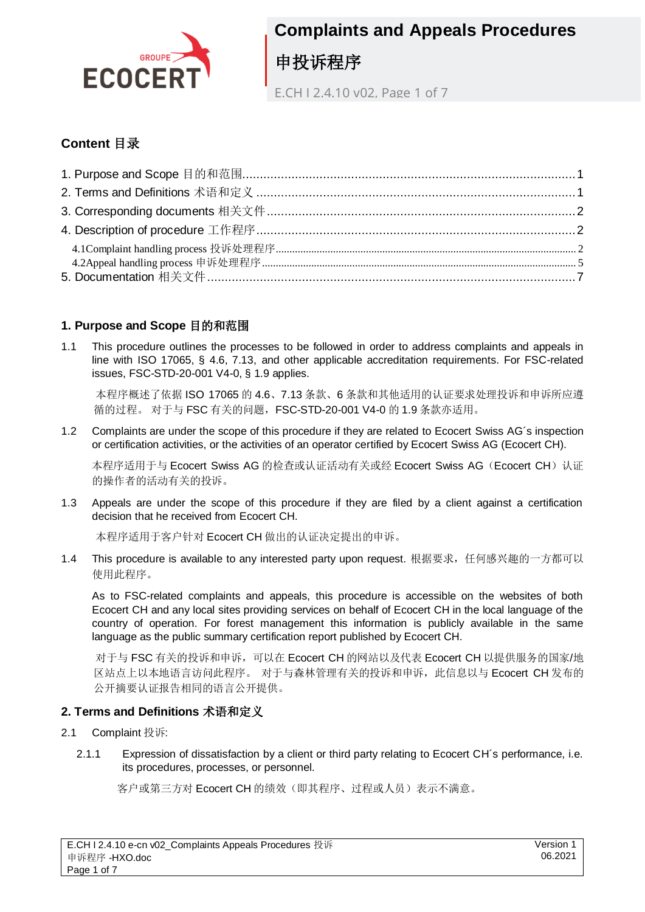# Complaints and Appeals Procedures

# 申投诉程序

E.CH I 2.4.10 v02, Page 1 of 7

## Content 目录

1. Purpose and Scope 目的和范围 ........ 1
2. Terms and Definitions 术语和定义 ........ 1
3. Corresponding documents 相关文件 ........ 2
4. Description of procedure 工作程序 ........ 2
   - 4.1Complaint handling process 投诉处理程序 ........ 2
   - 4.2Appeal handling process 申诉处理程序 ........ 5
5. Documentation 相关文件 ........ 7

## 1. Purpose and Scope 目的和范围

1.1 This procedure outlines the processes to be followed in order to address complaints and appeals in line with ISO 17065, § 4.6, 7.13, and other applicable accreditation requirements. For FSC-related issues, FSC-STD-20-001 V4-0, § 1.9 applies.

本程序概述了依据 ISO 17065 的 4.6、7.13 条款、6 条款和其他适用的认证要求处理投诉和申诉所应遵循的过程。 对于与 FSC 有关的问题，FSC-STD-20-001 V4-0 的 1.9 条款亦适用。

1.2 Complaints are under the scope of this procedure if they are related to Ecocert Swiss AG´s inspection or certification activities, or the activities of an operator certified by Ecocert Swiss AG (Ecocert CH).

本程序适用于与 Ecocert Swiss AG 的检查或认证活动有关或经 Ecocert Swiss AG（Ecocert CH）认证的操作者的活动有关的投诉。

1.3 Appeals are under the scope of this procedure if they are filed by a client against a certification decision that he received from Ecocert CH.

本程序适用于客户针对 Ecocert CH 做出的认证决定提出的申诉。

1.4 This procedure is available to any interested party upon request. 根据要求，任何感兴趣的一方都可以使用此程序。

As to FSC-related complaints and appeals, this procedure is accessible on the websites of both Ecocert CH and any local sites providing services on behalf of Ecocert CH in the local language of the country of operation. For forest management this information is publicly available in the same language as the public summary certification report published by Ecocert CH.

对于与 FSC 有关的投诉和申诉，可以在 Ecocert CH 的网站以及代表 Ecocert CH 以提供服务的国家/地区站点上以本地语言访问此程序。 对于与森林管理有关的投诉和申诉，此信息以与 Ecocert CH 发布的公开摘要认证报告相同的语言公开提供。

## 2. Terms and Definitions 术语和定义

2.1 Complaint 投诉:

2.1.1 Expression of dissatisfaction by a client or third party relating to Ecocert CH´s performance, i.e. its procedures, processes, or personnel.

客户或第三方对 Ecocert CH 的绩效（即其程序、过程或人员）表示不满意。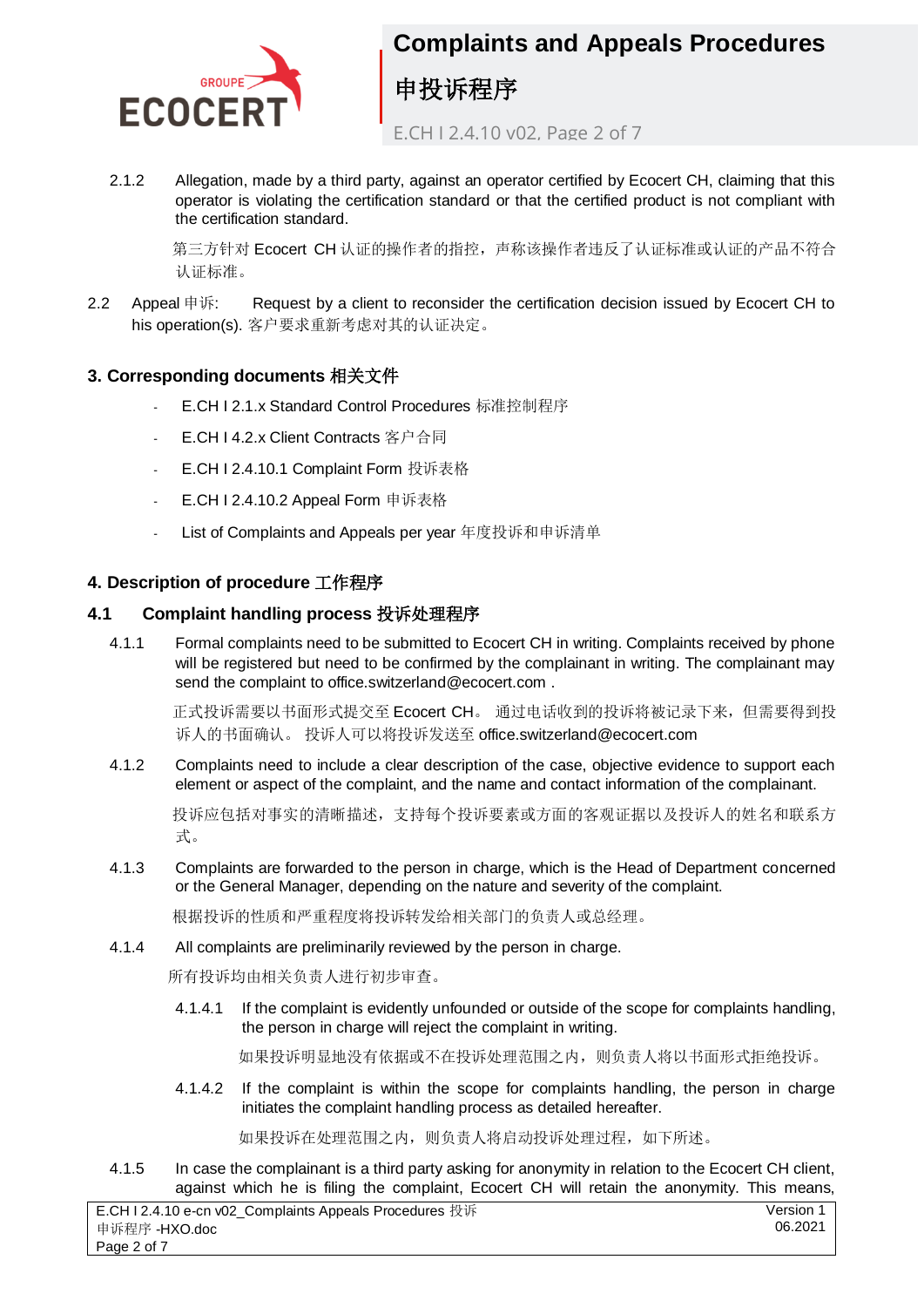2.1.2 Allegation, made by a third party, against an operator certified by Ecocert CH, claiming that this operator is violating the certification standard or that the certified product is not compliant with the certification standard.

第三方针对 Ecocert CH 认证的操作者的指控，声称该操作者违反了认证标准或认证的产品不符合认证标准。

2.2 Appeal 申诉: Request by a client to reconsider the certification decision issued by Ecocert CH to his operation(s). 客户要求重新考虑对其的认证决定。

### 3. Corresponding documents 相关文件

- E.CH I 2.1.x Standard Control Procedures 标准控制程序
- E.CH I 4.2.x Client Contracts 客户合同
- E.CH I 2.4.10.1 Complaint Form 投诉表格
- E.CH I 2.4.10.2 Appeal Form 申诉表格
- List of Complaints and Appeals per year 年度投诉和申诉清单

### 4. Description of procedure 工作程序

#### 4.1 Complaint handling process 投诉处理程序

4.1.1 Formal complaints need to be submitted to Ecocert CH in writing. Complaints received by phone will be registered but need to be confirmed by the complainant in writing. The complainant may send the complaint to office.switzerland@ecocert.com .

正式投诉需要以书面形式提交至 Ecocert CH。 通过电话收到的投诉将被记录下来，但需要得到投诉人的书面确认。 投诉人可以将投诉发送至 office.switzerland@ecocert.com

4.1.2 Complaints need to include a clear description of the case, objective evidence to support each element or aspect of the complaint, and the name and contact information of the complainant.

投诉应包括对事实的清晰描述，支持每个投诉要素或方面的客观证据以及投诉人的姓名和联系方式。

4.1.3 Complaints are forwarded to the person in charge, which is the Head of Department concerned or the General Manager, depending on the nature and severity of the complaint.

根据投诉的性质和严重程度将投诉转发给相关部门的负责人或总经理。

4.1.4 All complaints are preliminarily reviewed by the person in charge.

所有投诉均由相关负责人进行初步审查。

4.1.4.1 If the complaint is evidently unfounded or outside of the scope for complaints handling, the person in charge will reject the complaint in writing.

如果投诉明显地没有依据或不在投诉处理范围之内，则负责人将以书面形式拒绝投诉。

4.1.4.2 If the complaint is within the scope for complaints handling, the person in charge initiates the complaint handling process as detailed hereafter.

如果投诉在处理范围之内，则负责人将启动投诉处理过程，如下所述。

4.1.5 In case the complainant is a third party asking for anonymity in relation to the Ecocert CH client, against which he is filing the complaint, Ecocert CH will retain the anonymity. This means,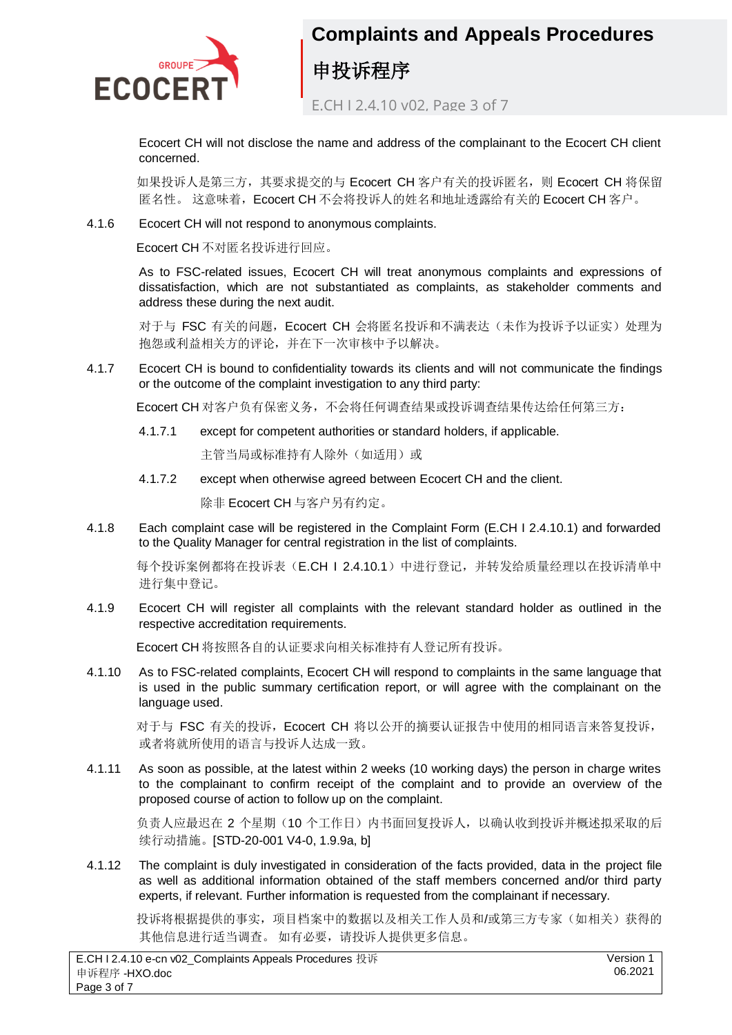Ecocert CH will not disclose the name and address of the complainant to the Ecocert CH client concerned.

如果投诉人是第三方，其要求提交的与 Ecocert CH 客户有关的投诉匿名，则 Ecocert CH 将保留匿名性。 这意味着，Ecocert CH 不会将投诉人的姓名和地址透露给有关的 Ecocert CH 客户。

4.1.6 Ecocert CH will not respond to anonymous complaints.

Ecocert CH 不对匿名投诉进行回应。

As to FSC-related issues, Ecocert CH will treat anonymous complaints and expressions of dissatisfaction, which are not substantiated as complaints, as stakeholder comments and address these during the next audit.

对于与 FSC 有关的问题，Ecocert CH 会将匿名投诉和不满表达（未作为投诉予以证实）处理为抱怨或利益相关方的评论，并在下一次审核中予以解决。

4.1.7 Ecocert CH is bound to confidentiality towards its clients and will not communicate the findings or the outcome of the complaint investigation to any third party:

Ecocert CH 对客户负有保密义务，不会将任何调查结果或投诉调查结果传达给任何第三方：

4.1.7.1 except for competent authorities or standard holders, if applicable.

主管当局或标准持有人除外（如适用）或

4.1.7.2 except when otherwise agreed between Ecocert CH and the client.

除非 Ecocert CH 与客户另有约定。

4.1.8 Each complaint case will be registered in the Complaint Form (E.CH I 2.4.10.1) and forwarded to the Quality Manager for central registration in the list of complaints.

每个投诉案例都将在投诉表（E.CH I 2.4.10.1）中进行登记，并转发给质量经理以在投诉清单中进行集中登记。

4.1.9 Ecocert CH will register all complaints with the relevant standard holder as outlined in the respective accreditation requirements.

Ecocert CH 将按照各自的认证要求向相关标准持有人登记所有投诉。

4.1.10 As to FSC-related complaints, Ecocert CH will respond to complaints in the same language that is used in the public summary certification report, or will agree with the complainant on the language used.

对于与 FSC 有关的投诉，Ecocert CH 将以公开的摘要认证报告中使用的相同语言来答复投诉，或者将就所使用的语言与投诉人达成一致。

4.1.11 As soon as possible, at the latest within 2 weeks (10 working days) the person in charge writes to the complainant to confirm receipt of the complaint and to provide an overview of the proposed course of action to follow up on the complaint.

负责人应最迟在 2 个星期（10 个工作日）内书面回复投诉人，以确认收到投诉并概述拟采取的后续行动措施。[STD-20-001 V4-0, 1.9.9a, b]

4.1.12 The complaint is duly investigated in consideration of the facts provided, data in the project file as well as additional information obtained of the staff members concerned and/or third party experts, if relevant. Further information is requested from the complainant if necessary.

投诉将根据提供的事实，项目档案中的数据以及相关工作人员和/或第三方专家（如相关）获得的其他信息进行适当调查。 如有必要，请投诉人提供更多信息。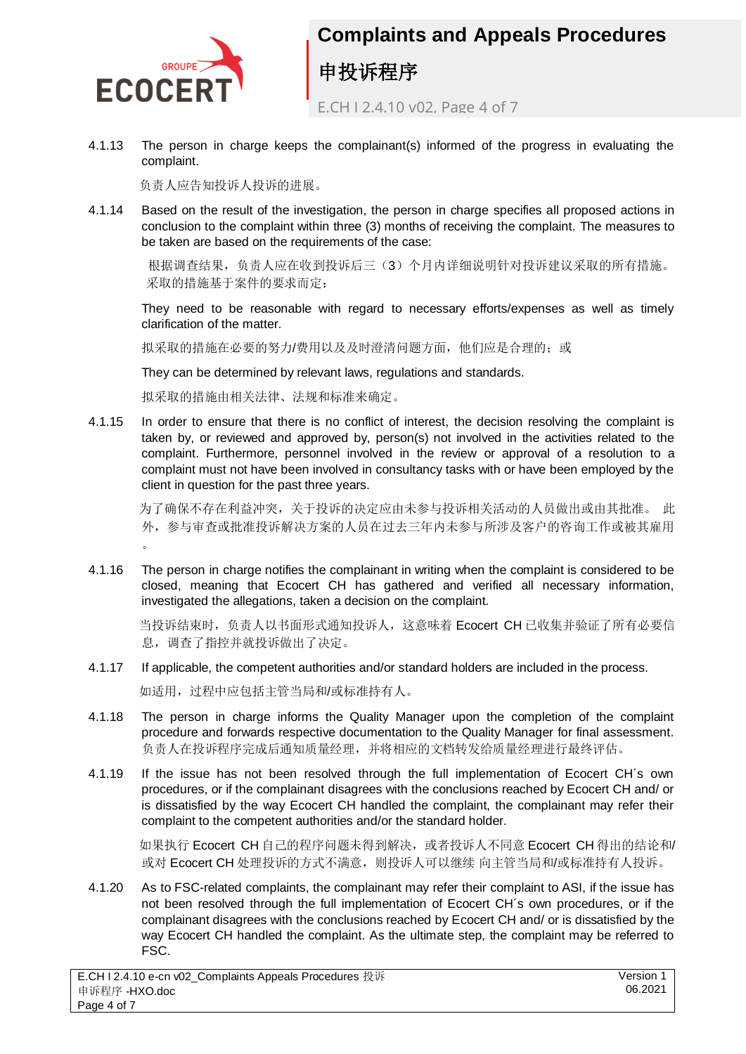4.1.13 The person in charge keeps the complainant(s) informed of the progress in evaluating the complaint.

负责人应告知投诉人投诉的进展。

4.1.14 Based on the result of the investigation, the person in charge specifies all proposed actions in conclusion to the complaint within three (3) months of receiving the complaint. The measures to be taken are based on the requirements of the case:

根据调查结果，负责人应在收到投诉后三（3）个月内详细说明针对投诉建议采取的所有措施。采取的措施基于案件的要求而定：

They need to be reasonable with regard to necessary efforts/expenses as well as timely clarification of the matter.

拟采取的措施在必要的努力/费用以及及时澄清问题方面，他们应是合理的；或

They can be determined by relevant laws, regulations and standards.

拟采取的措施由相关法律、法规和标准来确定。

4.1.15 In order to ensure that there is no conflict of interest, the decision resolving the complaint is taken by, or reviewed and approved by, person(s) not involved in the activities related to the complaint. Furthermore, personnel involved in the review or approval of a resolution to a complaint must not have been involved in consultancy tasks with or have been employed by the client in question for the past three years.

为了确保不存在利益冲突，关于投诉的决定应由未参与投诉相关活动的人员做出或由其批准。 此外，参与审查或批准投诉解决方案的人员在过去三年内未参与所涉及客户的咨询工作或被其雇用。

4.1.16 The person in charge notifies the complainant in writing when the complaint is considered to be closed, meaning that Ecocert CH has gathered and verified all necessary information, investigated the allegations, taken a decision on the complaint.

当投诉结束时，负责人以书面形式通知投诉人，这意味着 Ecocert CH 已收集并验证了所有必要信息，调查了指控并就投诉做出了决定。

4.1.17 If applicable, the competent authorities and/or standard holders are included in the process.

如适用，过程中应包括主管当局和/或标准持有人。

4.1.18 The person in charge informs the Quality Manager upon the completion of the complaint procedure and forwards respective documentation to the Quality Manager for final assessment. 负责人在投诉程序完成后通知质量经理，并将相应的文档转发给质量经理进行最终评估。

4.1.19 If the issue has not been resolved through the full implementation of Ecocert CH´s own procedures, or if the complainant disagrees with the conclusions reached by Ecocert CH and/ or is dissatisfied by the way Ecocert CH handled the complaint, the complainant may refer their complaint to the competent authorities and/or the standard holder.

如果执行 Ecocert CH 自己的程序问题未得到解决，或者投诉人不同意 Ecocert CH 得出的结论和/或对 Ecocert CH 处理投诉的方式不满意，则投诉人可以继续 向主管当局和/或标准持有人投诉。

4.1.20 As to FSC-related complaints, the complainant may refer their complaint to ASI, if the issue has not been resolved through the full implementation of Ecocert CH´s own procedures, or if the complainant disagrees with the conclusions reached by Ecocert CH and/ or is dissatisfied by the way Ecocert CH handled the complaint. As the ultimate step, the complaint may be referred to FSC.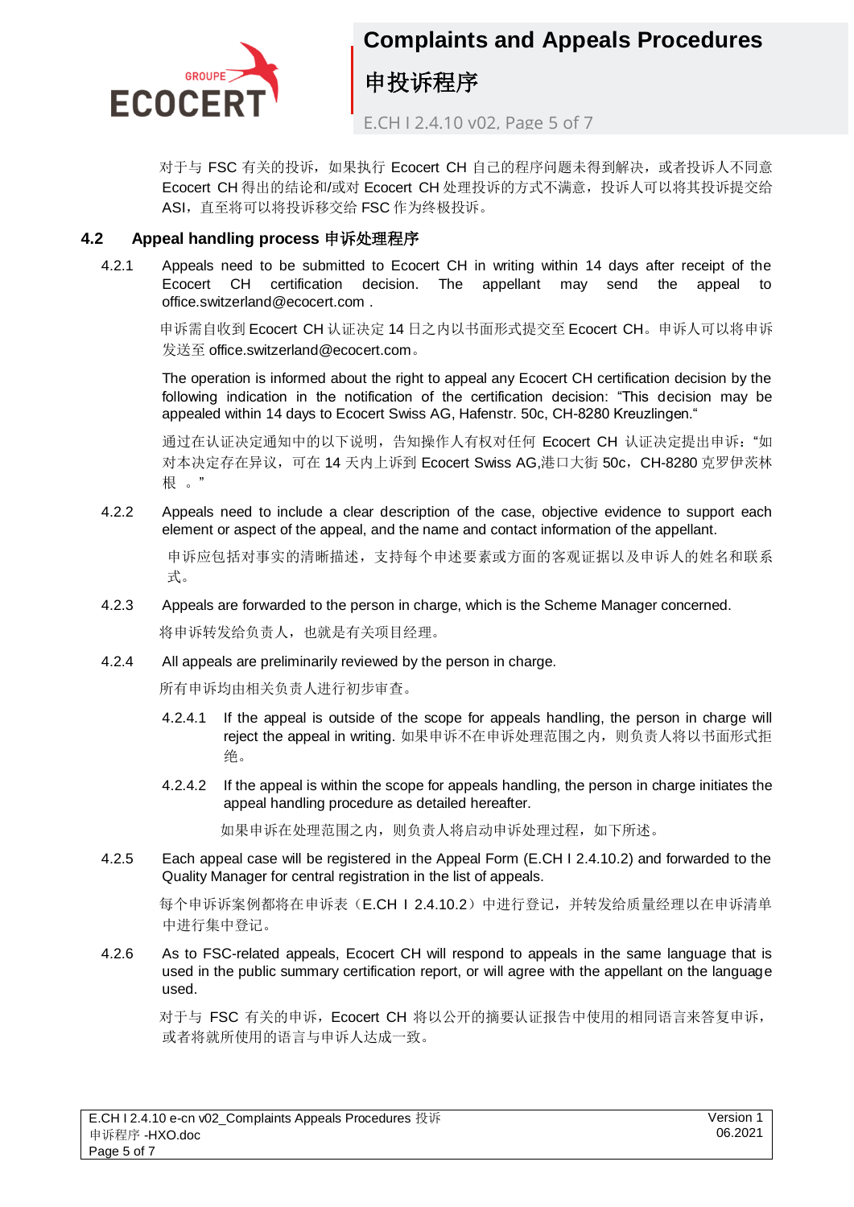对于与 FSC 有关的投诉，如果执行 Ecocert CH 自己的程序问题未得到解决，或者投诉人不同意 Ecocert CH 得出的结论和/或对 Ecocert CH 处理投诉的方式不满意，投诉人可以将其投诉提交给 ASI，直至将可以将投诉移交给 FSC 作为终极投诉。

## 4.2 Appeal handling process 申诉处理程序

4.2.1 Appeals need to be submitted to Ecocert CH in writing within 14 days after receipt of the Ecocert CH certification decision. The appellant may send the appeal to office.switzerland@ecocert.com .

申诉需自收到 Ecocert CH 认证决定 14 日之内以书面形式提交至 Ecocert CH。申诉人可以将申诉发送至 office.switzerland@ecocert.com。

The operation is informed about the right to appeal any Ecocert CH certification decision by the following indication in the notification of the certification decision: "This decision may be appealed within 14 days to Ecocert Swiss AG, Hafenstr. 50c, CH-8280 Kreuzlingen."

通过在认证决定通知中的以下说明，告知操作人有权对任何 Ecocert CH 认证决定提出申诉："如对本决定存在异议，可在 14 天内上诉到 Ecocert Swiss AG,港口大街 50c，CH-8280 克罗伊茨林根 。"

4.2.2 Appeals need to include a clear description of the case, objective evidence to support each element or aspect of the appeal, and the name and contact information of the appellant.

申诉应包括对事实的清晰描述，支持每个申述要素或方面的客观证据以及申诉人的姓名和联系式。

4.2.3 Appeals are forwarded to the person in charge, which is the Scheme Manager concerned.

将申诉转发给负责人，也就是有关项目经理。

4.2.4 All appeals are preliminarily reviewed by the person in charge.

所有申诉均由相关负责人进行初步审查。

4.2.4.1 If the appeal is outside of the scope for appeals handling, the person in charge will reject the appeal in writing. 如果申诉不在申诉处理范围之内，则负责人将以书面形式拒绝。

4.2.4.2 If the appeal is within the scope for appeals handling, the person in charge initiates the appeal handling procedure as detailed hereafter.

如果申诉在处理范围之内，则负责人将启动申诉处理过程，如下所述。

4.2.5 Each appeal case will be registered in the Appeal Form (E.CH I 2.4.10.2) and forwarded to the Quality Manager for central registration in the list of appeals.

每个申诉诉案例都将在申诉表（E.CH I 2.4.10.2）中进行登记，并转发给质量经理以在申诉清单中进行集中登记。

4.2.6 As to FSC-related appeals, Ecocert CH will respond to appeals in the same language that is used in the public summary certification report, or will agree with the appellant on the language used.

对于与 FSC 有关的申诉，Ecocert CH 将以公开的摘要认证报告中使用的相同语言来答复申诉，或者将就所使用的语言与申诉人达成一致。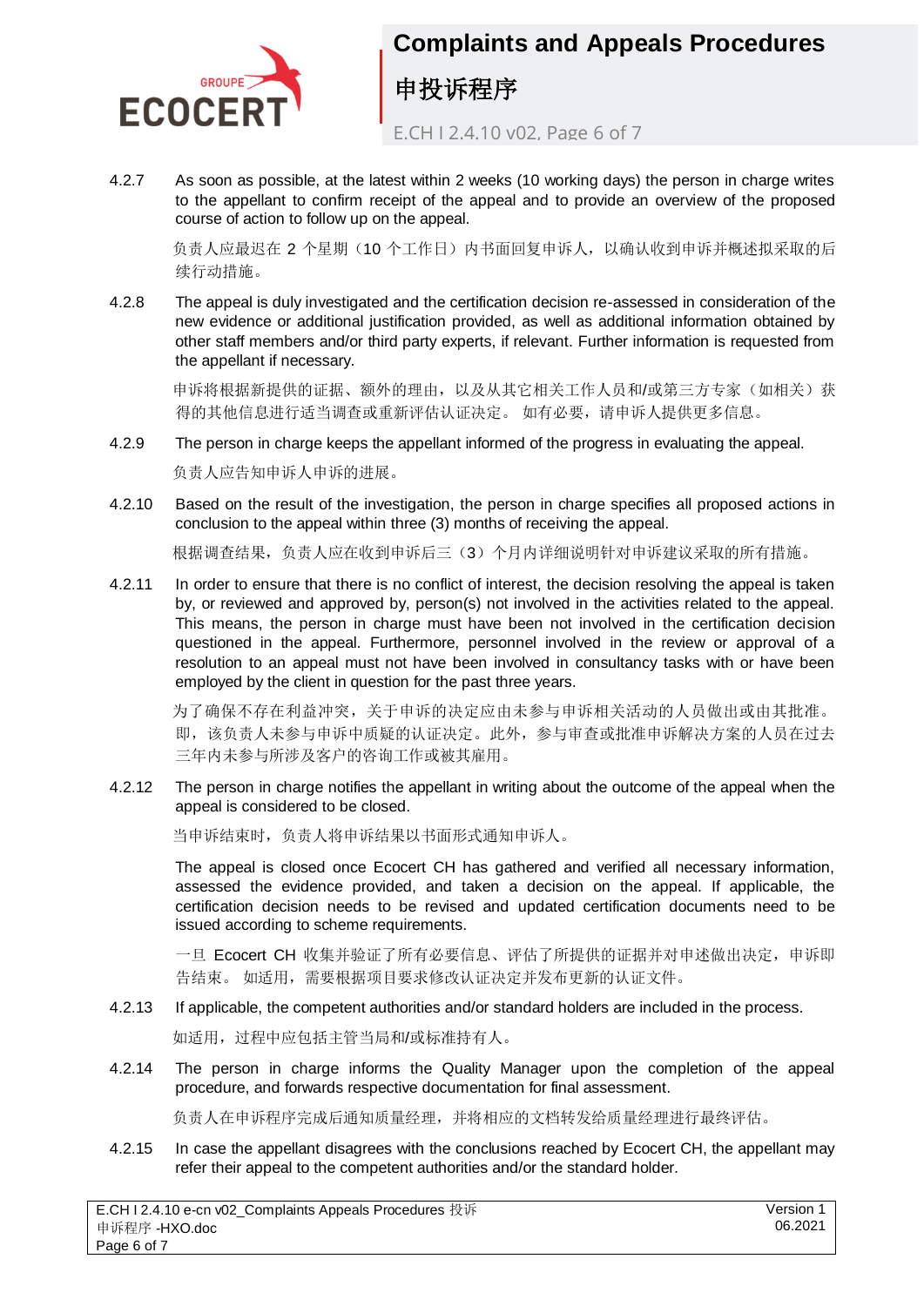4.2.7 As soon as possible, at the latest within 2 weeks (10 working days) the person in charge writes to the appellant to confirm receipt of the appeal and to provide an overview of the proposed course of action to follow up on the appeal.

负责人应最迟在 2 个星期（10 个工作日）内书面回复申诉人，以确认收到申诉并概述拟采取的后续行动措施。

4.2.8 The appeal is duly investigated and the certification decision re-assessed in consideration of the new evidence or additional justification provided, as well as additional information obtained by other staff members and/or third party experts, if relevant. Further information is requested from the appellant if necessary.

申诉将根据新提供的证据、额外的理由，以及从其它相关工作人员和/或第三方专家（如相关）获得的其他信息进行适当调查或重新评估认证决定。 如有必要，请申诉人提供更多信息。

4.2.9 The person in charge keeps the appellant informed of the progress in evaluating the appeal.

负责人应告知申诉人申诉的进展。

4.2.10 Based on the result of the investigation, the person in charge specifies all proposed actions in conclusion to the appeal within three (3) months of receiving the appeal.

根据调查结果，负责人应在收到申诉后三（3）个月内详细说明针对申诉建议采取的所有措施。

4.2.11 In order to ensure that there is no conflict of interest, the decision resolving the appeal is taken by, or reviewed and approved by, person(s) not involved in the activities related to the appeal. This means, the person in charge must have been not involved in the certification decision questioned in the appeal. Furthermore, personnel involved in the review or approval of a resolution to an appeal must not have been involved in consultancy tasks with or have been employed by the client in question for the past three years.

为了确保不存在利益冲突，关于申诉的决定应由未参与申诉相关活动的人员做出或由其批准。 即，该负责人未参与申诉中质疑的认证决定。此外，参与审查或批准申诉解决方案的人员在过去三年内未参与所涉及客户的咨询工作或被其雇用。

4.2.12 The person in charge notifies the appellant in writing about the outcome of the appeal when the appeal is considered to be closed.

当申诉结束时，负责人将申诉结果以书面形式通知申诉人。

The appeal is closed once Ecocert CH has gathered and verified all necessary information, assessed the evidence provided, and taken a decision on the appeal. If applicable, the certification decision needs to be revised and updated certification documents need to be issued according to scheme requirements.

一旦 Ecocert CH 收集并验证了所有必要信息、评估了所提供的证据并对申述做出决定，申诉即告结束。 如适用，需要根据项目要求修改认证决定并发布更新的认证文件。

4.2.13 If applicable, the competent authorities and/or standard holders are included in the process.

如适用，过程中应包括主管当局和/或标准持有人。

4.2.14 The person in charge informs the Quality Manager upon the completion of the appeal procedure, and forwards respective documentation for final assessment.

负责人在申诉程序完成后通知质量经理，并将相应的文档转发给质量经理进行最终评估。

4.2.15 In case the appellant disagrees with the conclusions reached by Ecocert CH, the appellant may refer their appeal to the competent authorities and/or the standard holder.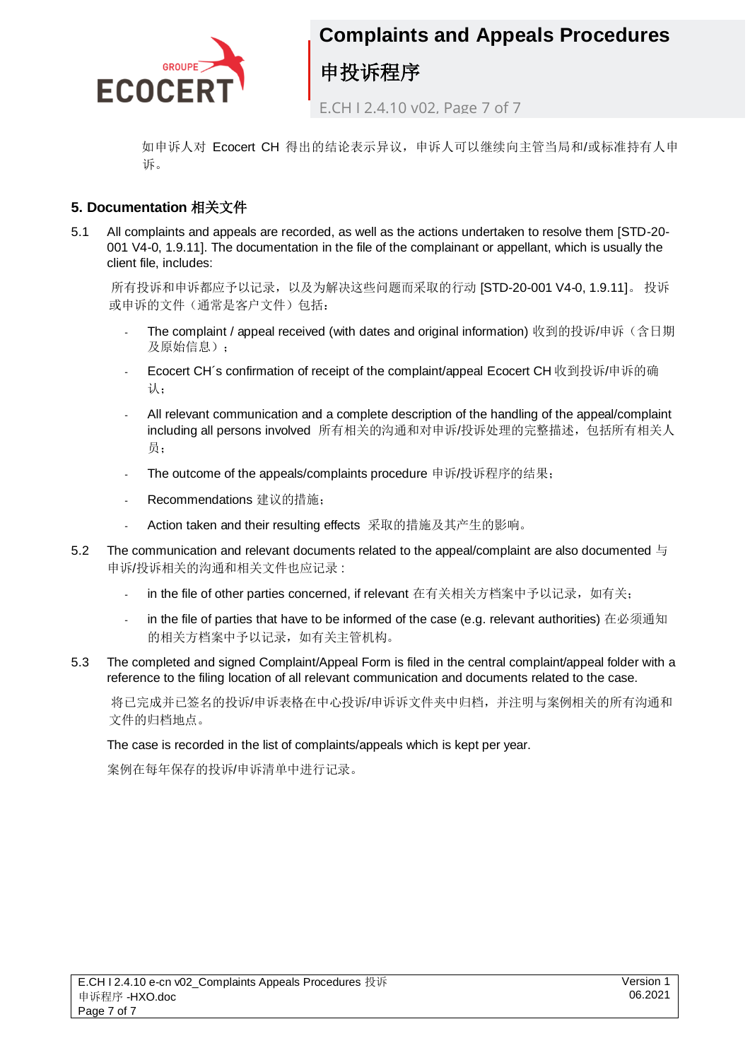如申诉人对 Ecocert CH 得出的结论表示异议，申诉人可以继续向主管当局和/或标准持有人申诉。

## 5. Documentation 相关文件

5.1 All complaints and appeals are recorded, as well as the actions undertaken to resolve them [STD-20-001 V4-0, 1.9.11]. The documentation in the file of the complainant or appellant, which is usually the client file, includes:

所有投诉和申诉都应予以记录，以及为解决这些问题而采取的行动 [STD-20-001 V4-0, 1.9.11]。 投诉或申诉的文件（通常是客户文件）包括：

- The complaint / appeal received (with dates and original information) 收到的投诉/申诉（含日期及原始信息）；
- Ecocert CH´s confirmation of receipt of the complaint/appeal Ecocert CH 收到投诉/申诉的确认；
- All relevant communication and a complete description of the handling of the appeal/complaint including all persons involved 所有相关的沟通和对申诉/投诉处理的完整描述，包括所有相关人员；
- The outcome of the appeals/complaints procedure 申诉/投诉程序的结果；
- Recommendations 建议的措施；
- Action taken and their resulting effects 采取的措施及其产生的影响。

5.2 The communication and relevant documents related to the appeal/complaint are also documented 与申诉/投诉相关的沟通和相关文件也应记录 :

- in the file of other parties concerned, if relevant 在有关相关方档案中予以记录，如有关；
- in the file of parties that have to be informed of the case (e.g. relevant authorities) 在必须通知的相关方档案中予以记录，如有关主管机构。

5.3 The completed and signed Complaint/Appeal Form is filed in the central complaint/appeal folder with a reference to the filing location of all relevant communication and documents related to the case.

将已完成并已签名的投诉/申诉表格在中心投诉/申诉诉文件夹中归档，并注明与案例相关的所有沟通和文件的归档地点。

The case is recorded in the list of complaints/appeals which is kept per year.

案例在每年保存的投诉/申诉清单中进行记录。